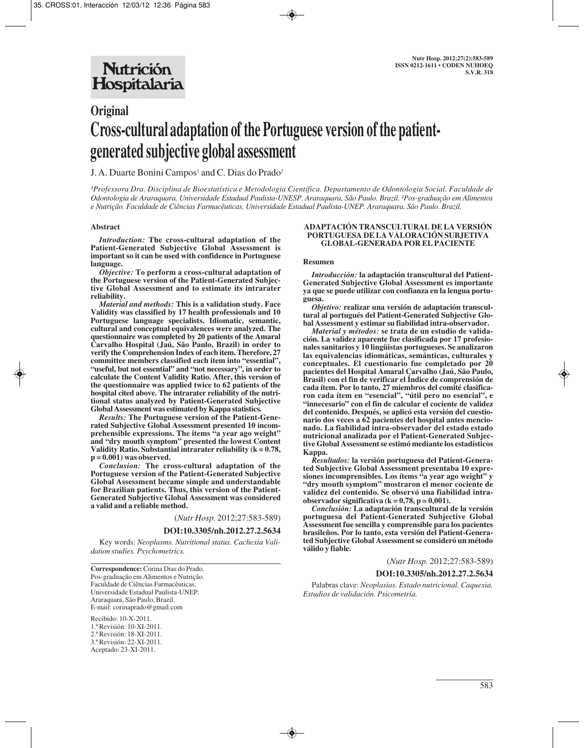# Original

# Cross-cultural adaptation of the Portuguese version of the patient-generated subjective global assessment

J. A. Duarte Bonini Campos[1] and C. Dias do Prado[2]

*[1]Professora Dra. Disciplina de Bioestatística e Metodologia Científica. Departamento de Odontologia Social. Faculdade de Odontologia de Araraquara. Universidade Estadual Paulista-UNESP. Araraquara, São Paulo. Brazil. [2]Pos-graduação em Alimentos e Nutrição. Faculdade de Ciências Farmacêuticas. Universidade Estadual Paulista-UNEP. Araraquara. São Paulo. Brazil.*

## Abstract

***Introduction:*** **The cross-cultural adaptation of the Patient-Generated Subjective Global Assessment is important so it can be used with confidence in Portuguese language.**

***Objective:*** **To perform a cross-cultural adaptation of the Portuguese version of the Patient-Generated Subjective Global Assessment and to estimate its intrarater reliability.**

***Material and methods:*** **This is a validation study. Face Validity was classified by 17 health professionals and 10 Portuguese language specialists. Idiomatic, semantic, cultural and conceptual equivalences were analyzed. The questionnaire was completed by 20 patients of the Amaral Carvalho Hospital (Jaú, São Paulo, Brazil) in order to verify the Comprehension Index of each item. Therefore, 27 committee members classified each item into "essential", "useful, but not essential" and "not necessary", in order to calculate the Content Validity Ratio. After, this version of the questionnaire was applied twice to 62 patients of the hospital cited above. The intrarater reliability of the nutritional status analyzed by Patient-Generated Subjective Global Assessment was estimated by Kappa statistics.**

***Results:*** **The Portuguese version of the Patient-Generated Subjective Global Assessment presented 10 incomprehensible expressions. The items "a year ago weight" and "dry mouth symptom" presented the lowest Content Validity Ratio. Substantial intrarater reliability (k = 0.78, p = 0.001) was observed.**

***Conclusion:*** **The cross-cultural adaptation of the Portuguese version of the Patient-Generated Subjective Global Assessment became simple and understandable for Brazilian patients. Thus, this version of the Patient-Generated Subjective Global Assessment was considered a valid and a reliable method.**

(*Nutr Hosp.* 2012;27:583-589)

**DOI:10.3305/nh.2012.27.2.5634**

Key words: *Neoplasms. Nutritional status. Cachexia Validation studies. Psychometrics.*

**Correspondence:** Corina Dias do Prado.
Pos-graduação em Alimentos e Nutrição.
Faculdade de Ciências Farmacêuticas.
Universidade Estadual Paulista-UNEP.
Araraquara, São Paulo, Brazil.
E-mail: corinaprado@gmail.com

Recibido: 10-X-2011.
1.ª Revisión: 10-XI-2011.
2.ª Revisión: 18-XI-2011.
3.ª Revisión: 22-XI-2011.
Aceptado: 23-XI-2011.

## ADAPTACIÓN TRANSCULTURAL DE LA VERSIÓN PORTUGUESA DE LA VALORACIÓN SUBJETIVA GLOBAL-GENERADA POR EL PACIENTE

### Resumen

***Introducción:*** **la adaptación transcultural del Patient-Generated Subjective Global Assessment es importante ya que se puede utilizar con confianza en la lengua portuguesa.**

***Objetivo:*** **realizar una versión de adaptación transcultural al portugués del Patient-Generated Subjective Global Assessment y estimar su fiabilidad intra-observador.**

***Material y métodos:*** **se trata de un estudio de validación. La validez aparente fue clasificada por 17 profesionales sanitarios y 10 lingüistas portugueses. Se analizaron las equivalencias idiomáticas, semánticas, culturales y conceptuales. El cuestionario fue completado por 20 pacientes del Hospital Amaral Carvalho (Jaú, São Paulo, Brasil) con el fin de verificar el Índice de comprensión de cada ítem. Por lo tanto, 27 miembros del comité clasificaron cada ítem en "esencial", "útil pero no esencial", e "innecesario" con el fin de calcular el cociente de validez del contenido. Después, se aplicó esta versión del cuestionario dos veces a 62 pacientes del hospital antes mencionado. La fiabilidad intra-observador del estado estado nutricional analizada por el Patient-Generated Subjective Global Assessment se estimó mediante los estadísticos Kappa.**

***Resultados:*** **la versión portuguesa del Patient-Generated Subjective Global Assessment presentaba 10 expresiones incomprensibles. Los ítems "a year ago weight" y "dry mouth symptom" mostraron el menor cociente de validez del contenido. Se observó una fiabilidad intra-observador significativa (k = 0,78, p = 0,001).**

***Conclusión:*** **La adaptación transcultural de la versión portuguesa del Patient-Generated Subjective Global Assessment fue sencilla y comprensible para los pacientes brasileños. Por lo tanto, esta versión del Patient-Generated Subjective Global Assessment se consideró un método válido y fiable.**

(*Nutr Hosp.* 2012;27:583-589)

**DOI:10.3305/nh.2012.27.2.5634**

Palabras clave: *Neoplasias. Estado nutricional. Caquexia. Estudios de validación. Psicometría.*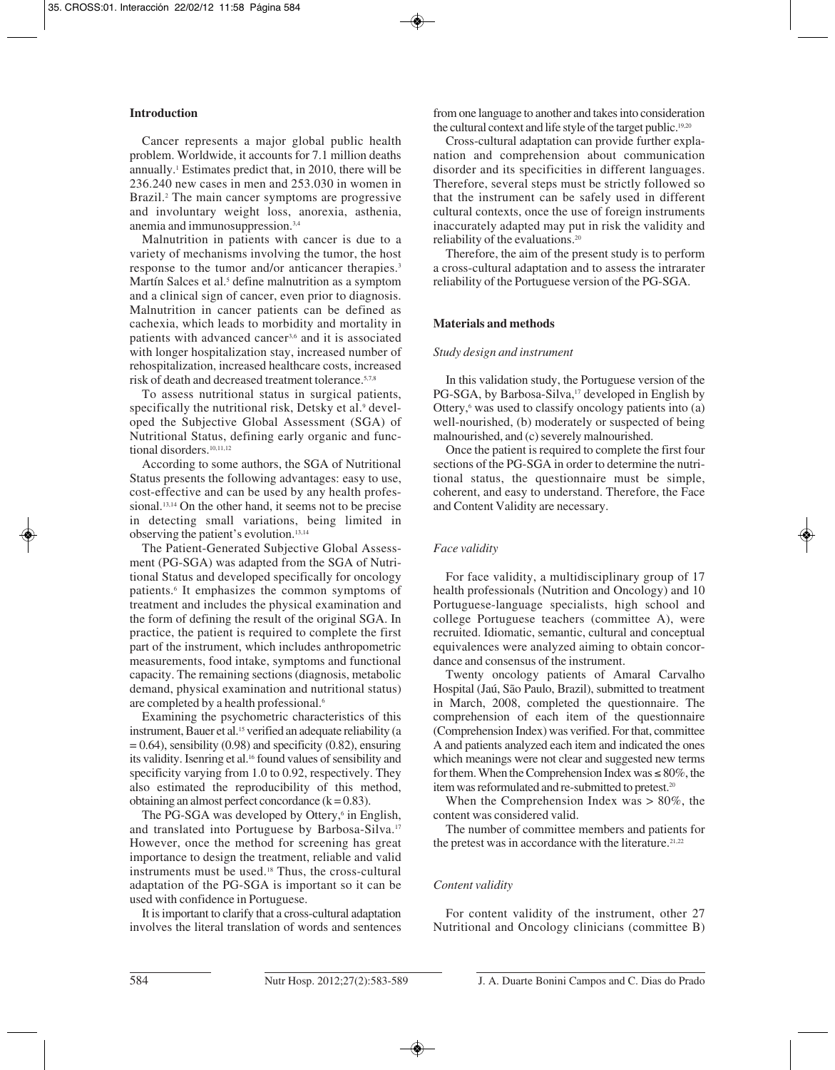## Introduction

Cancer represents a major global public health problem. Worldwide, it accounts for 7.1 million deaths annually.[1] Estimates predict that, in 2010, there will be 236.240 new cases in men and 253.030 in women in Brazil.[2] The main cancer symptoms are progressive and involuntary weight loss, anorexia, asthenia, anemia and immunosuppression.[3,4]

Malnutrition in patients with cancer is due to a variety of mechanisms involving the tumor, the host response to the tumor and/or anticancer therapies.[3] Martín Salces et al.[5] define malnutrition as a symptom and a clinical sign of cancer, even prior to diagnosis. Malnutrition in cancer patients can be defined as cachexia, which leads to morbidity and mortality in patients with advanced cancer[3,6] and it is associated with longer hospitalization stay, increased number of rehospitalization, increased healthcare costs, increased risk of death and decreased treatment tolerance.[5,7,8]

To assess nutritional status in surgical patients, specifically the nutritional risk, Detsky et al.[9] developed the Subjective Global Assessment (SGA) of Nutritional Status, defining early organic and functional disorders.[10,11,12]

According to some authors, the SGA of Nutritional Status presents the following advantages: easy to use, cost-effective and can be used by any health professional.[13,14] On the other hand, it seems not to be precise in detecting small variations, being limited in observing the patient's evolution.[13,14]

The Patient-Generated Subjective Global Assessment (PG-SGA) was adapted from the SGA of Nutritional Status and developed specifically for oncology patients.[6] It emphasizes the common symptoms of treatment and includes the physical examination and the form of defining the result of the original SGA. In practice, the patient is required to complete the first part of the instrument, which includes anthropometric measurements, food intake, symptoms and functional capacity. The remaining sections (diagnosis, metabolic demand, physical examination and nutritional status) are completed by a health professional.[6]

Examining the psychometric characteristics of this instrument, Bauer et al.[15] verified an adequate reliability (a = 0.64), sensibility (0.98) and specificity (0.82), ensuring its validity. Isenring et al.[16] found values of sensibility and specificity varying from 1.0 to 0.92, respectively. They also estimated the reproducibility of this method, obtaining an almost perfect concordance (k = 0.83).

The PG-SGA was developed by Ottery,[6] in English, and translated into Portuguese by Barbosa-Silva.[17] However, once the method for screening has great importance to design the treatment, reliable and valid instruments must be used.[18] Thus, the cross-cultural adaptation of the PG-SGA is important so it can be used with confidence in Portuguese.

It is important to clarify that a cross-cultural adaptation involves the literal translation of words and sentences from one language to another and takes into consideration the cultural context and life style of the target public.[19,20]

Cross-cultural adaptation can provide further explanation and comprehension about communication disorder and its specificities in different languages. Therefore, several steps must be strictly followed so that the instrument can be safely used in different cultural contexts, once the use of foreign instruments inaccurately adapted may put in risk the validity and reliability of the evaluations.[20]

Therefore, the aim of the present study is to perform a cross-cultural adaptation and to assess the intrarater reliability of the Portuguese version of the PG-SGA.

## Materials and methods

### *Study design and instrument*

In this validation study, the Portuguese version of the PG-SGA, by Barbosa-Silva,[17] developed in English by Ottery,[6] was used to classify oncology patients into (a) well-nourished, (b) moderately or suspected of being malnourished, and (c) severely malnourished.

Once the patient is required to complete the first four sections of the PG-SGA in order to determine the nutritional status, the questionnaire must be simple, coherent, and easy to understand. Therefore, the Face and Content Validity are necessary.

### *Face validity*

For face validity, a multidisciplinary group of 17 health professionals (Nutrition and Oncology) and 10 Portuguese-language specialists, high school and college Portuguese teachers (committee A), were recruited. Idiomatic, semantic, cultural and conceptual equivalences were analyzed aiming to obtain concordance and consensus of the instrument.

Twenty oncology patients of Amaral Carvalho Hospital (Jaú, São Paulo, Brazil), submitted to treatment in March, 2008, completed the questionnaire. The comprehension of each item of the questionnaire (Comprehension Index) was verified. For that, committee A and patients analyzed each item and indicated the ones which meanings were not clear and suggested new terms for them. When the Comprehension Index was ≤ 80%, the item was reformulated and re-submitted to pretest.[20]

When the Comprehension Index was > 80%, the content was considered valid.

The number of committee members and patients for the pretest was in accordance with the literature.[21,22]

### *Content validity*

For content validity of the instrument, other 27 Nutritional and Oncology clinicians (committee B)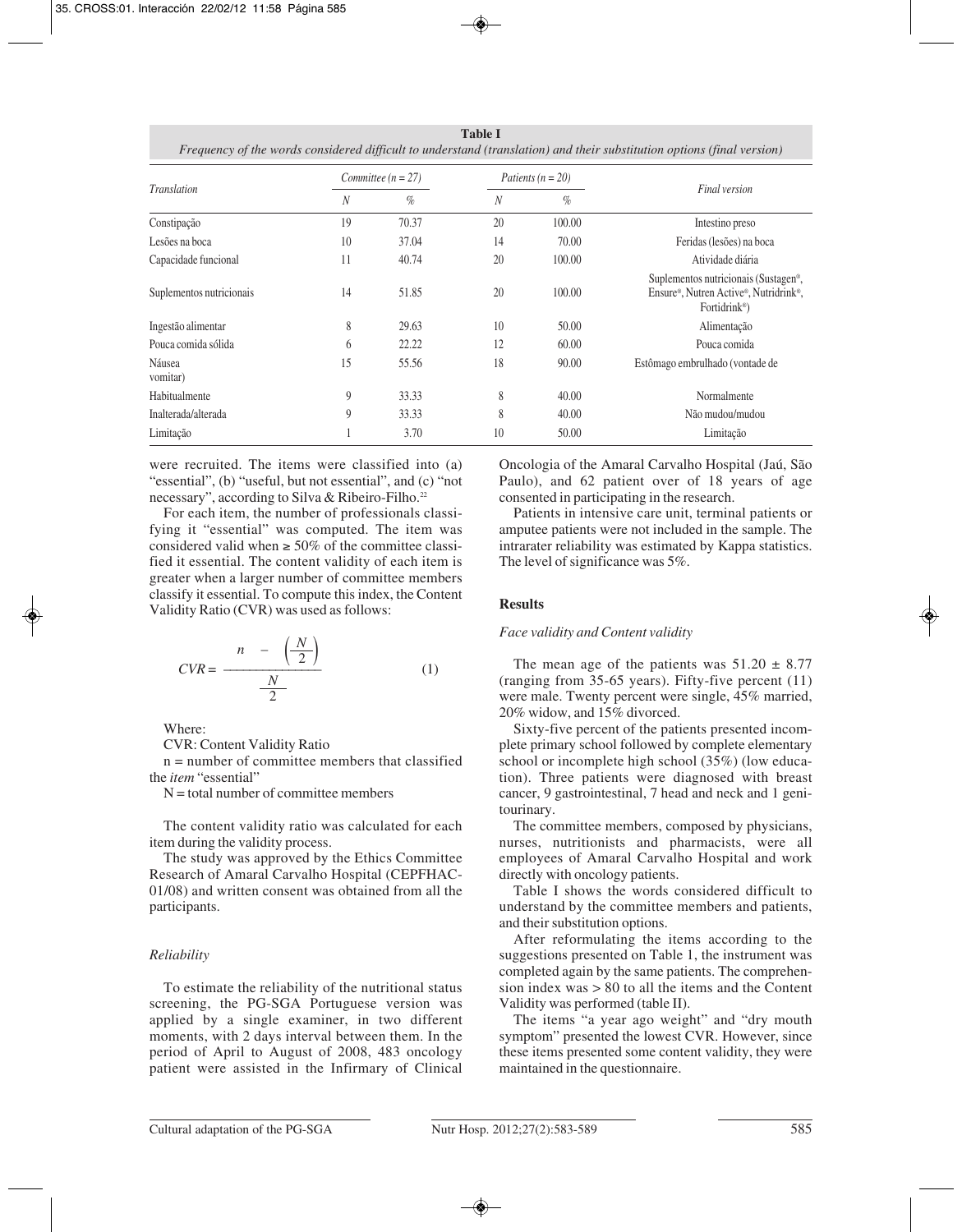**Table I**
*Frequency of the words considered difficult to understand (translation) and their substitution options (final version)*

| Translation | Committee (n = 27) | | Patients (n = 20) | | Final version |
|---|---|---|---|---|---|
| | N | % | N | % | |
| Constipação | 19 | 70.37 | 20 | 100.00 | Intestino preso |
| Lesões na boca | 10 | 37.04 | 14 | 70.00 | Feridas (lesões) na boca |
| Capacidade funcional | 11 | 40.74 | 20 | 100.00 | Atividade diária |
| Suplementos nutricionais | 14 | 51.85 | 20 | 100.00 | Suplementos nutricionais (Sustagen®, Ensure®, Nutren Active®, Nutridrink®, Fortidrink®) |
| Ingestão alimentar | 8 | 29.63 | 10 | 50.00 | Alimentação |
| Pouca comida sólida | 6 | 22.22 | 12 | 60.00 | Pouca comida |
| Náusea vomitar) | 15 | 55.56 | 18 | 90.00 | Estômago embrulhado (vontade de |
| Habitualmente | 9 | 33.33 | 8 | 40.00 | Normalmente |
| Inalterada/alterada | 9 | 33.33 | 8 | 40.00 | Não mudou/mudou |
| Limitação | 1 | 3.70 | 10 | 50.00 | Limitação |

were recruited. The items were classified into (a) "essential", (b) "useful, but not essential", and (c) "not necessary", according to Silva & Ribeiro-Filho.[22]

For each item, the number of professionals classifying it "essential" was computed. The item was considered valid when ≥ 50% of the committee classified it essential. The content validity of each item is greater when a larger number of committee members classify it essential. To compute this index, the Content Validity Ratio (CVR) was used as follows:

$$CVR = \frac{n - \left(\frac{N}{2}\right)}{\frac{N}{2}} \qquad (1)$$

Where:

CVR: Content Validity Ratio

n = number of committee members that classified the *item* "essential"

N = total number of committee members

The content validity ratio was calculated for each item during the validity process.

The study was approved by the Ethics Committee Research of Amaral Carvalho Hospital (CEPFHAC-01/08) and written consent was obtained from all the participants.

### *Reliability*

To estimate the reliability of the nutritional status screening, the PG-SGA Portuguese version was applied by a single examiner, in two different moments, with 2 days interval between them. In the period of April to August of 2008, 483 oncology patient were assisted in the Infirmary of Clinical Oncologia of the Amaral Carvalho Hospital (Jaú, São Paulo), and 62 patient over of 18 years of age consented in participating in the research.

Patients in intensive care unit, terminal patients or amputee patients were not included in the sample. The intrarater reliability was estimated by Kappa statistics. The level of significance was 5%.

## Results

### *Face validity and Content validity*

The mean age of the patients was 51.20 ± 8.77 (ranging from 35-65 years). Fifty-five percent (11) were male. Twenty percent were single, 45% married, 20% widow, and 15% divorced.

Sixty-five percent of the patients presented incomplete primary school followed by complete elementary school or incomplete high school (35%) (low education). Three patients were diagnosed with breast cancer, 9 gastrointestinal, 7 head and neck and 1 genitourinary.

The committee members, composed by physicians, nurses, nutritionists and pharmacists, were all employees of Amaral Carvalho Hospital and work directly with oncology patients.

Table I shows the words considered difficult to understand by the committee members and patients, and their substitution options.

After reformulating the items according to the suggestions presented on Table 1, the instrument was completed again by the same patients. The comprehension index was > 80 to all the items and the Content Validity was performed (table II).

The items "a year ago weight" and "dry mouth symptom" presented the lowest CVR. However, since these items presented some content validity, they were maintained in the questionnaire.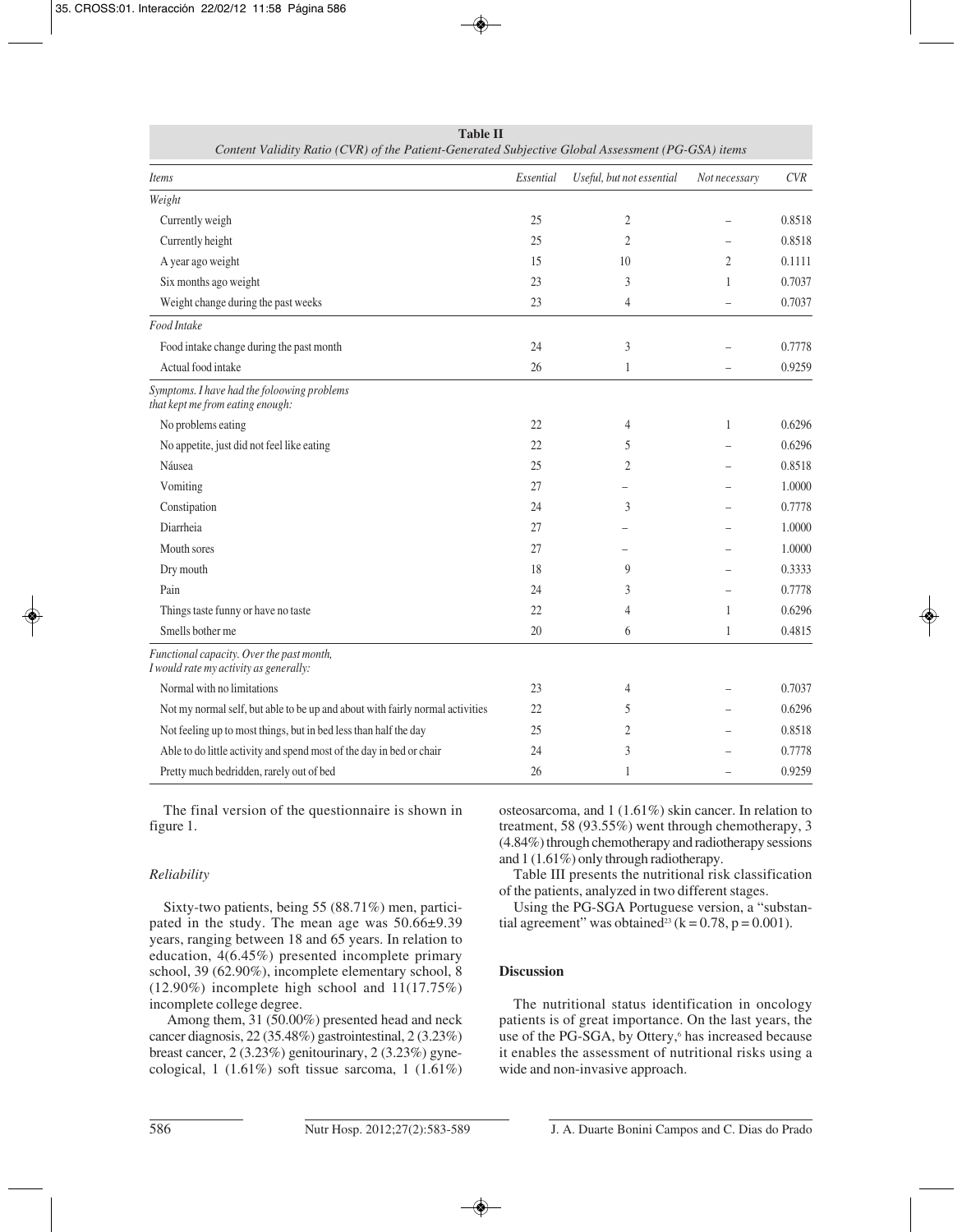**Table II**
*Content Validity Ratio (CVR) of the Patient-Generated Subjective Global Assessment (PG-GSA) items*

| *Items* | *Essential* | *Useful, but not essential* | *Not necessary* | *CVR* |
|---|---|---|---|---|
| *Weight* | | | | |
| Currently weigh | 25 | 2 | – | 0.8518 |
| Currently height | 25 | 2 | – | 0.8518 |
| A year ago weight | 15 | 10 | 2 | 0.1111 |
| Six months ago weight | 23 | 3 | 1 | 0.7037 |
| Weight change during the past weeks | 23 | 4 | – | 0.7037 |
| *Food Intake* | | | | |
| Food intake change during the past month | 24 | 3 | – | 0.7778 |
| Actual food intake | 26 | 1 | – | 0.9259 |
| *Symptoms. I have had the foloowing problems that kept me from eating enough:* | | | | |
| No problems eating | 22 | 4 | 1 | 0.6296 |
| No appetite, just did not feel like eating | 22 | 5 | – | 0.6296 |
| Náusea | 25 | 2 | – | 0.8518 |
| Vomiting | 27 | – | – | 1.0000 |
| Constipation | 24 | 3 | – | 0.7778 |
| Diarrheia | 27 | – | – | 1.0000 |
| Mouth sores | 27 | – | – | 1.0000 |
| Dry mouth | 18 | 9 | – | 0.3333 |
| Pain | 24 | 3 | – | 0.7778 |
| Things taste funny or have no taste | 22 | 4 | 1 | 0.6296 |
| Smells bother me | 20 | 6 | 1 | 0.4815 |
| *Functional capacity. Over the past month, I would rate my activity as generally:* | | | | |
| Normal with no limitations | 23 | 4 | – | 0.7037 |
| Not my normal self, but able to be up and about with fairly normal activities | 22 | 5 | – | 0.6296 |
| Not feeling up to most things, but in bed less than half the day | 25 | 2 | – | 0.8518 |
| Able to do little activity and spend most of the day in bed or chair | 24 | 3 | – | 0.7778 |
| Pretty much bedridden, rarely out of bed | 26 | 1 | – | 0.9259 |

The final version of the questionnaire is shown in figure 1.

### *Reliability*

Sixty-two patients, being 55 (88.71%) men, participated in the study. The mean age was 50.66±9.39 years, ranging between 18 and 65 years. In relation to education, 4(6.45%) presented incomplete primary school, 39 (62.90%), incomplete elementary school, 8 (12.90%) incomplete high school and 11(17.75%) incomplete college degree.

Among them, 31 (50.00%) presented head and neck cancer diagnosis, 22 (35.48%) gastrointestinal, 2 (3.23%) breast cancer, 2 (3.23%) genitourinary, 2 (3.23%) gynecological, 1 (1.61%) soft tissue sarcoma, 1 (1.61%) osteosarcoma, and 1 (1.61%) skin cancer. In relation to treatment, 58 (93.55%) went through chemotherapy, 3 (4.84%) through chemotherapy and radiotherapy sessions and 1 (1.61%) only through radiotherapy.

Table III presents the nutritional risk classification of the patients, analyzed in two different stages.

Using the PG-SGA Portuguese version, a "substantial agreement" was obtained[23] ($k = 0.78$, $p = 0.001$).

## **Discussion**

The nutritional status identification in oncology patients is of great importance. On the last years, the use of the PG-SGA, by Ottery,[6] has increased because it enables the assessment of nutritional risks using a wide and non-invasive approach.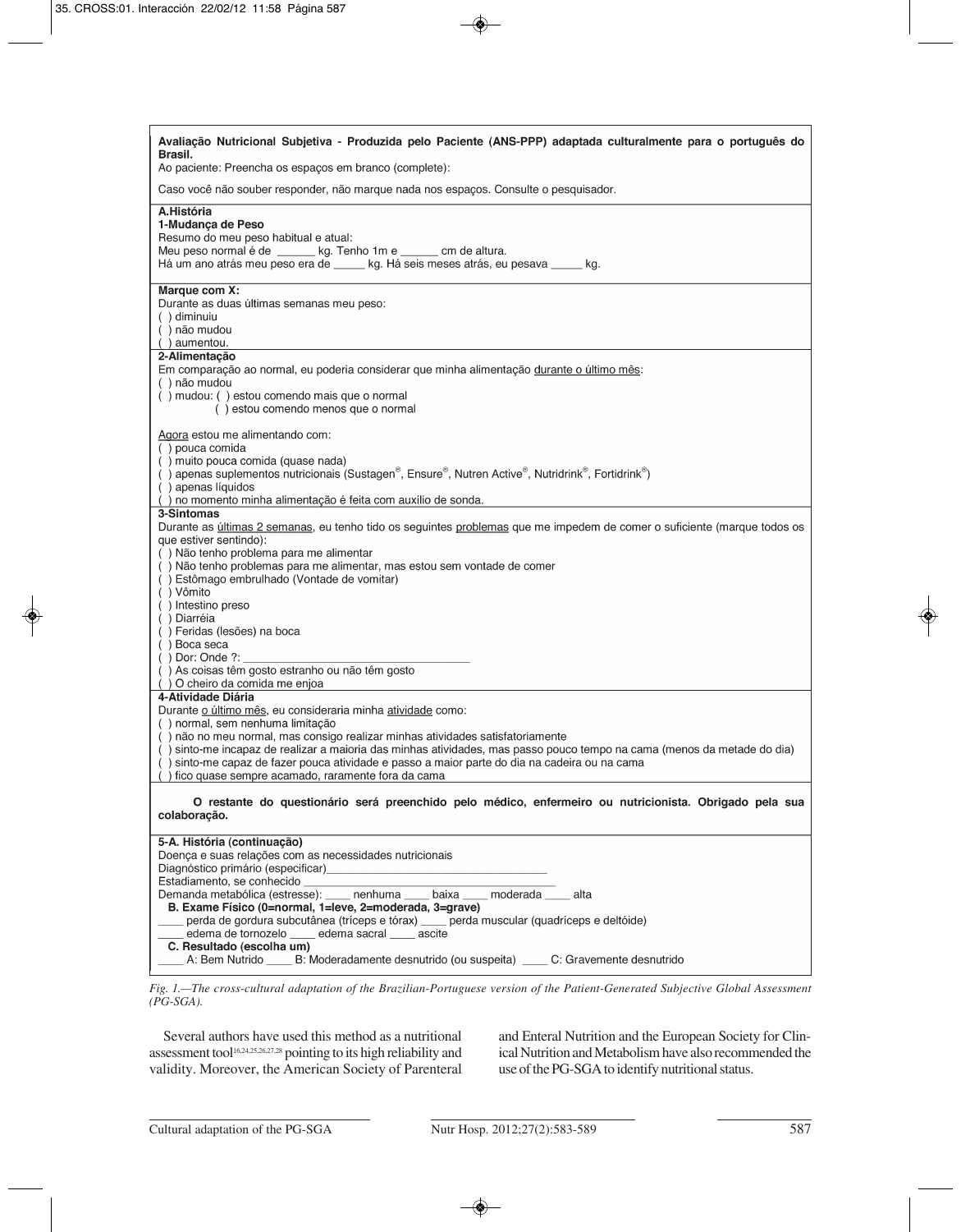**Avaliação Nutricional Subjetiva - Produzida pelo Paciente (ANS-PPP) adaptada culturalmente para o português do Brasil.**

Ao paciente: Preencha os espaços em branco (complete):

Caso você não souber responder, não marque nada nos espaços. Consulte o pesquisador.

**A.História**

**1-Mudança de Peso**

Resumo do meu peso habitual e atual:

Meu peso normal é de ______ kg. Tenho 1m e ______ cm de altura.

Há um ano atrás meu peso era de _____ kg. Há seis meses atrás, eu pesava _____ kg.

**Marque com X:**

Durante as duas últimas semanas meu peso:

( ) diminuiu

( ) não mudou

( ) aumentou.

**2-Alimentação**

Em comparação ao normal, eu poderia considerar que minha alimentação <u>durante o último mês</u>:

( ) não mudou

( ) mudou: ( ) estou comendo mais que o normal

( ) estou comendo menos que o normal

<u>Agora</u> estou me alimentando com:

( ) pouca comida

( ) muito pouca comida (quase nada)

( ) apenas suplementos nutricionais (Sustagen®, Ensure®, Nutren Active®, Nutridrink®, Fortidrink®)

( ) apenas líquidos

( ) no momento minha alimentação é feita com auxílio de sonda.

**3-Sintomas**

Durante as <u>últimas 2 semanas</u>, eu tenho tido os seguintes <u>problemas</u> que me impedem de comer o suficiente (marque todos os que estiver sentindo):

( ) Não tenho problema para me alimentar

( ) Não tenho problemas para me alimentar, mas estou sem vontade de comer

( ) Estômago embrulhado (Vontade de vomitar)

( ) Vômito

( ) Intestino preso

( ) Diarréia

( ) Feridas (lesões) na boca

( ) Boca seca

( ) Dor: Onde ?: ____________________________________

( ) As coisas têm gosto estranho ou não têm gosto

( ) O cheiro da comida me enjoa

**4-Atividade Diária**

Durante <u>o último mês</u>, eu consideraria minha <u>atividade</u> como:

( ) normal, sem nenhuma limitação

( ) não no meu normal, mas consigo realizar minhas atividades satisfatoriamente

( ) sinto-me incapaz de realizar a maioria das minhas atividades, mas passo pouco tempo na cama (menos da metade do dia)

( ) sinto-me capaz de fazer pouca atividade e passo a maior parte do dia na cadeira ou na cama

( ) fico quase sempre acamado, raramente fora da cama

**O restante do questionário será preenchido pelo médico, enfermeiro ou nutricionista. Obrigado pela sua colaboração.**

**5-A. História (continuação)**

Doença e suas relações com as necessidades nutricionais

Diagnóstico primário (especificar)____________________________________

Estadiamento, se conhecido ____________________________________

Demanda metabólica (estresse): ____ nenhuma ____ baixa ____ moderada ____ alta

**B. Exame Físico (0=normal, 1=leve, 2=moderada, 3=grave)**

____ perda de gordura subcutânea (tríceps e tórax) ____ perda muscular (quadríceps e deltóide)

____ edema de tornozelo ____ edema sacral ____ ascite

**C. Resultado (escolha um)**

____ A: Bem Nutrido ____ B: Moderadamente desnutrido (ou suspeita) ____ C: Gravemente desnutrido

*Fig. 1.—The cross-cultural adaptation of the Brazilian-Portuguese version of the Patient-Generated Subjective Global Assessment (PG-SGA).*

Several authors have used this method as a nutritional assessment tool[16,24,25,26,27,28] pointing to its high reliability and validity. Moreover, the American Society of Parenteral and Enteral Nutrition and the European Society for Clinical Nutrition and Metabolism have also recommended the use of the PG-SGA to identify nutritional status.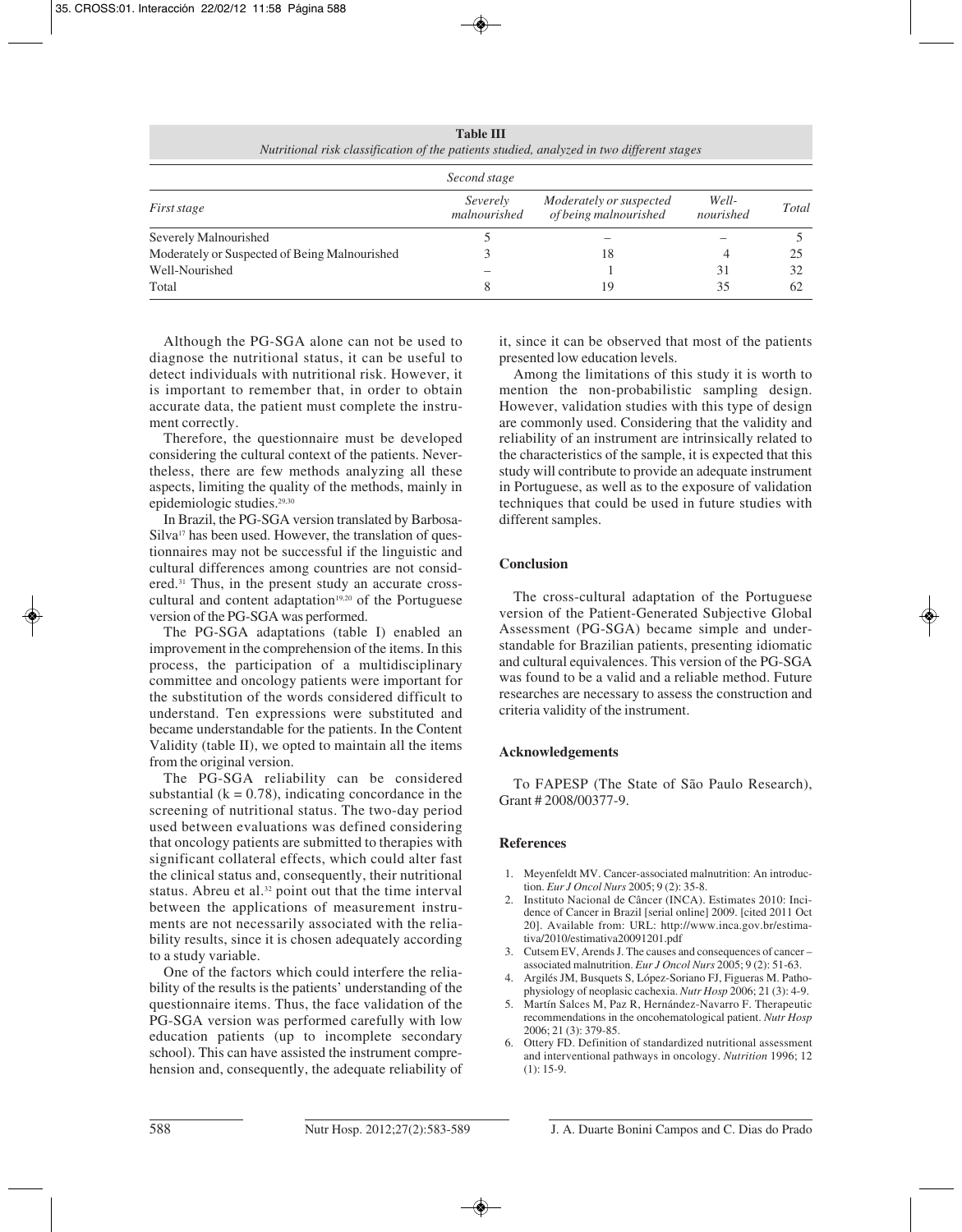**Table III**
*Nutritional risk classification of the patients studied, analyzed in two different stages*

| | *Second stage* | | | |
|---|---|---|---|---|
| *First stage* | *Severely malnourished* | *Moderately or suspected of being malnourished* | *Well-nourished* | *Total* |
| Severely Malnourished | 5 | – | – | 5 |
| Moderately or Suspected of Being Malnourished | 3 | 18 | 4 | 25 |
| Well-Nourished | – | 1 | 31 | 32 |
| Total | 8 | 19 | 35 | 62 |

Although the PG-SGA alone can not be used to diagnose the nutritional status, it can be useful to detect individuals with nutritional risk. However, it is important to remember that, in order to obtain accurate data, the patient must complete the instrument correctly.

Therefore, the questionnaire must be developed considering the cultural context of the patients. Nevertheless, there are few methods analyzing all these aspects, limiting the quality of the methods, mainly in epidemiologic studies.[29,30]

In Brazil, the PG-SGA version translated by Barbosa-Silva[17] has been used. However, the translation of questionnaires may not be successful if the linguistic and cultural differences among countries are not considered.[31] Thus, in the present study an accurate cross-cultural and content adaptation[19,20] of the Portuguese version of the PG-SGA was performed.

The PG-SGA adaptations (table I) enabled an improvement in the comprehension of the items. In this process, the participation of a multidisciplinary committee and oncology patients were important for the substitution of the words considered difficult to understand. Ten expressions were substituted and became understandable for the patients. In the Content Validity (table II), we opted to maintain all the items from the original version.

The PG-SGA reliability can be considered substantial ($k = 0.78$), indicating concordance in the screening of nutritional status. The two-day period used between evaluations was defined considering that oncology patients are submitted to therapies with significant collateral effects, which could alter fast the clinical status and, consequently, their nutritional status. Abreu et al.[32] point out that the time interval between the applications of measurement instruments are not necessarily associated with the reliability results, since it is chosen adequately according to a study variable.

One of the factors which could interfere the reliability of the results is the patients' understanding of the questionnaire items. Thus, the face validation of the PG-SGA version was performed carefully with low education patients (up to incomplete secondary school). This can have assisted the instrument comprehension and, consequently, the adequate reliability of it, since it can be observed that most of the patients presented low education levels.

Among the limitations of this study it is worth to mention the non-probabilistic sampling design. However, validation studies with this type of design are commonly used. Considering that the validity and reliability of an instrument are intrinsically related to the characteristics of the sample, it is expected that this study will contribute to provide an adequate instrument in Portuguese, as well as to the exposure of validation techniques that could be used in future studies with different samples.

## Conclusion

The cross-cultural adaptation of the Portuguese version of the Patient-Generated Subjective Global Assessment (PG-SGA) became simple and understandable for Brazilian patients, presenting idiomatic and cultural equivalences. This version of the PG-SGA was found to be a valid and a reliable method. Future researches are necessary to assess the construction and criteria validity of the instrument.

## Acknowledgements

To FAPESP (The State of São Paulo Research), Grant # 2008/00377-9.

## References

1. Meyenfeldt MV. Cancer-associated malnutrition: An introduction. *Eur J Oncol Nurs* 2005; 9 (2): 35-8.
2. Instituto Nacional de Câncer (INCA). Estimates 2010: Incidence of Cancer in Brazil [serial online] 2009. [cited 2011 Oct 20]. Available from: URL: http://www.inca.gov.br/estimativa/2010/estimativa20091201.pdf
3. Cutsem EV, Arends J. The causes and consequences of cancer – associated malnutrition. *Eur J Oncol Nurs* 2005; 9 (2): 51-63.
4. Argilés JM, Busquets S, López-Soriano FJ, Figueras M. Pathophysiology of neoplasic cachexia. *Nutr Hosp* 2006; 21 (3): 4-9.
5. Martín Salces M, Paz R, Hernández-Navarro F. Therapeutic recommendations in the oncohematological patient. *Nutr Hosp* 2006; 21 (3): 379-85.
6. Ottery FD. Definition of standardized nutritional assessment and interventional pathways in oncology. *Nutrition* 1996; 12 (1): 15-9.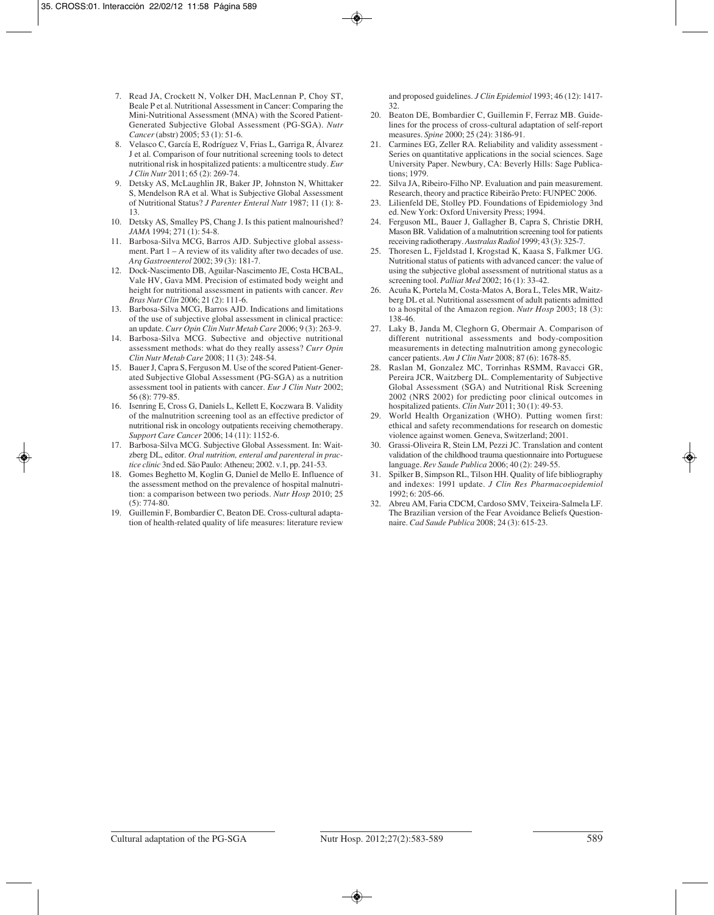7. Read JA, Crockett N, Volker DH, MacLennan P, Choy ST, Beale P et al. Nutritional Assessment in Cancer: Comparing the Mini-Nutritional Assessment (MNA) with the Scored Patient-Generated Subjective Global Assessment (PG-SGA). *Nutr Cancer* (abstr) 2005; 53 (1): 51-6.
8. Velasco C, García E, Rodríguez V, Frias L, Garriga R, Álvarez J et al. Comparison of four nutritional screening tools to detect nutritional risk in hospitalized patients: a multicentre study. *Eur J Clin Nutr* 2011; 65 (2): 269-74.
9. Detsky AS, McLaughlin JR, Baker JP, Johnston N, Whittaker S, Mendelson RA et al. What is Subjective Global Assessment of Nutritional Status? *J Parenter Enteral Nutr* 1987; 11 (1): 8-13.
10. Detsky AS, Smalley PS, Chang J. Is this patient malnourished? *JAMA* 1994; 271 (1): 54-8.
11. Barbosa-Silva MCG, Barros AJD. Subjective global assessment. Part 1 – A review of its validity after two decades of use. *Arq Gastroenterol* 2002; 39 (3): 181-7.
12. Dock-Nascimento DB, Aguilar-Nascimento JE, Costa HCBAL, Vale HV, Gava MM. Precision of estimated body weight and height for nutritional assessment in patients with cancer. *Rev Bras Nutr Clin* 2006; 21 (2): 111-6.
13. Barbosa-Silva MCG, Barros AJD. Indications and limitations of the use of subjective global assessment in clinical practice: an update. *Curr Opin Clin Nutr Metab Care* 2006; 9 (3): 263-9.
14. Barbosa-Silva MCG. Subective and objective nutritional assessment methods: what do they really assess? *Curr Opin Clin Nutr Metab Care* 2008; 11 (3): 248-54.
15. Bauer J, Capra S, Ferguson M. Use of the scored Patient-Generated Subjective Global Assessment (PG-SGA) as a nutrition assessment tool in patients with cancer. *Eur J Clin Nutr* 2002; 56 (8): 779-85.
16. Isenring E, Cross G, Daniels L, Kellett E, Koczwara B. Validity of the malnutrition screening tool as an effective predictor of nutritional risk in oncology outpatients receiving chemotherapy. *Support Care Cancer* 2006; 14 (11): 1152-6.
17. Barbosa-Silva MCG. Subjective Global Assessment. In: Waitzberg DL, editor. *Oral nutrition, enteral and parenteral in practice clinic* 3nd ed. São Paulo: Atheneu; 2002. v.1, pp. 241-53.
18. Gomes Beghetto M, Koglin G, Daniel de Mello E. Influence of the assessment method on the prevalence of hospital malnutrition: a comparison between two periods. *Nutr Hosp* 2010; 25 (5): 774-80.
19. Guillemin F, Bombardier C, Beaton DE. Cross-cultural adaptation of health-related quality of life measures: literature review and proposed guidelines. *J Clin Epidemiol* 1993; 46 (12): 1417-32.
20. Beaton DE, Bombardier C, Guillemin F, Ferraz MB. Guidelines for the process of cross-cultural adaptation of self-report measures. *Spine* 2000; 25 (24): 3186-91.
21. Carmines EG, Zeller RA. Reliability and validity assessment - Series on quantitative applications in the social sciences. Sage University Paper. Newbury, CA: Beverly Hills: Sage Publications; 1979.
22. Silva JA, Ribeiro-Filho NP. Evaluation and pain measurement. Research, theory and practice Ribeirão Preto: FUNPEC 2006.
23. Lilienfeld DE, Stolley PD. Foundations of Epidemiology 3nd ed. New York: Oxford University Press; 1994.
24. Ferguson ML, Bauer J, Gallagher B, Capra S, Christie DRH, Mason BR. Validation of a malnutrition screening tool for patients receiving radiotherapy. *Australas Radiol* 1999; 43 (3): 325-7.
25. Thoresen L, Fjeldstad I, Krogstad K, Kaasa S, Falkmer UG. Nutritional status of patients with advanced cancer: the value of using the subjective global assessment of nutritional status as a screening tool. *Palliat Med* 2002; 16 (1): 33-42.
26. Acuña K, Portela M, Costa-Matos A, Bora L, Teles MR, Waitzberg DL et al. Nutritional assessment of adult patients admitted to a hospital of the Amazon region. *Nutr Hosp* 2003; 18 (3): 138-46.
27. Laky B, Janda M, Cleghorn G, Obermair A. Comparison of different nutritional assessments and body-composition measurements in detecting malnutrition among gynecologic cancer patients. *Am J Clin Nutr* 2008; 87 (6): 1678-85.
28. Raslan M, Gonzalez MC, Torrinhas RSMM, Ravacci GR, Pereira JCR, Waitzberg DL. Complementarity of Subjective Global Assessment (SGA) and Nutritional Risk Screening 2002 (NRS 2002) for predicting poor clinical outcomes in hospitalized patients. *Clin Nutr* 2011; 30 (1): 49-53.
29. World Health Organization (WHO). Putting women first: ethical and safety recommendations for research on domestic violence against women. Geneva, Switzerland; 2001.
30. Grassi-Oliveira R, Stein LM, Pezzi JC. Translation and content validation of the childhood trauma questionnaire into Portuguese language. *Rev Saude Publica* 2006; 40 (2): 249-55.
31. Spilker B, Simpson RL, Tilson HH. Quality of life bibliography and indexes: 1991 update. *J Clin Res Pharmacoepidemiol* 1992; 6: 205-66.
32. Abreu AM, Faria CDCM, Cardoso SMV, Teixeira-Salmela LF. The Brazilian version of the Fear Avoidance Beliefs Questionnaire. *Cad Saude Publica* 2008; 24 (3): 615-23.